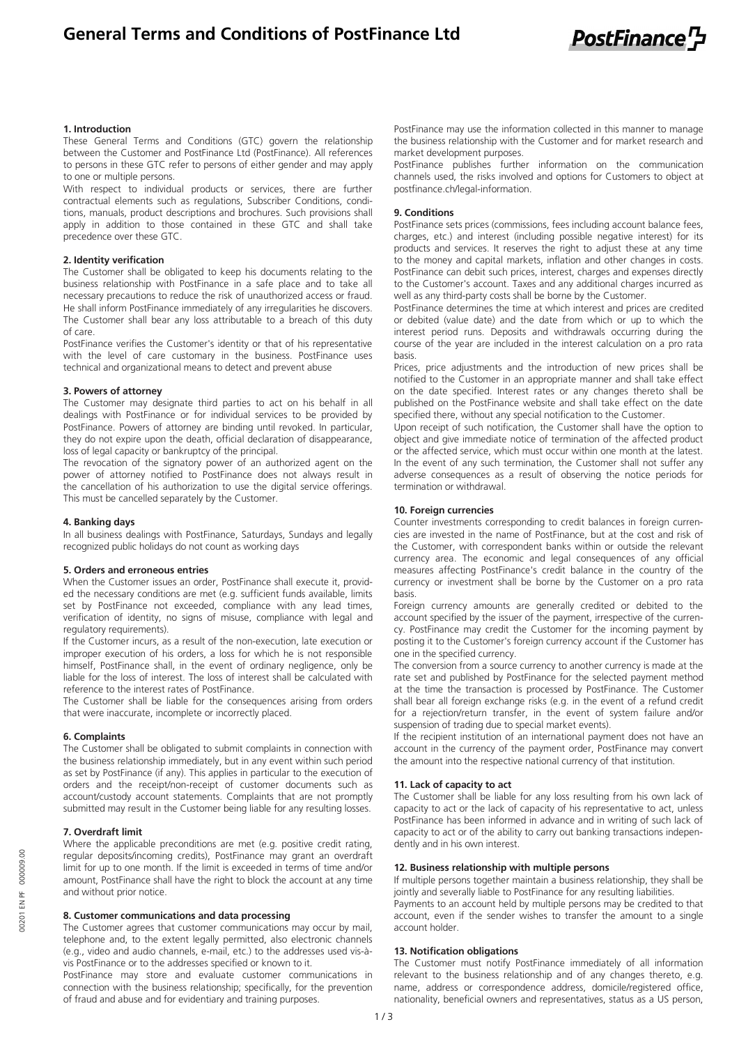# General Terms and Conditions of PostFinance Ltd

## 1. Introduction

These General Terms and Conditions (GTC) govern the relationship between the Customer and PostFinance Ltd (PostFinance). All references to persons in these GTC refer to persons of either gender and may apply to one or multiple persons.

With respect to individual products or services, there are further contractual elements such as regulations, Subscriber Conditions, conditions, manuals, product descriptions and brochures. Such provisions shall apply in addition to those contained in these GTC and shall take precedence over these GTC.

## 2. Identity verification

The Customer shall be obligated to keep his documents relating to the business relationship with PostFinance in a safe place and to take all necessary precautions to reduce the risk of unauthorized access or fraud. He shall inform PostFinance immediately of any irregularities he discovers. The Customer shall bear any loss attributable to a breach of this duty of care.

PostFinance verifies the Customer's identity or that of his representative with the level of care customary in the business. PostFinance uses technical and organizational means to detect and prevent abuse

## 3. Powers of attorney

The Customer may designate third parties to act on his behalf in all dealings with PostFinance or for individual services to be provided by PostFinance. Powers of attorney are binding until revoked. In particular, they do not expire upon the death, official declaration of disappearance, loss of legal capacity or bankruptcy of the principal.

The revocation of the signatory power of an authorized agent on the power of attorney notified to PostFinance does not always result in the cancellation of his authorization to use the digital service offerings. This must be cancelled separately by the Customer.

## 4. Banking days

In all business dealings with PostFinance, Saturdays, Sundays and legally recognized public holidays do not count as working days

## 5. Orders and erroneous entries

When the Customer issues an order, PostFinance shall execute it, provided the necessary conditions are met (e.g. sufficient funds available, limits set by PostFinance not exceeded, compliance with any lead times, verification of identity, no signs of misuse, compliance with legal and regulatory requirements).

If the Customer incurs, as a result of the non-execution, late execution or improper execution of his orders, a loss for which he is not responsible himself, PostFinance shall, in the event of ordinary negligence, only be liable for the loss of interest. The loss of interest shall be calculated with reference to the interest rates of PostFinance.

The Customer shall be liable for the consequences arising from orders that were inaccurate, incomplete or incorrectly placed.

## 6. Complaints

The Customer shall be obligated to submit complaints in connection with the business relationship immediately, but in any event within such period as set by PostFinance (if any). This applies in particular to the execution of orders and the receipt/non-receipt of customer documents such as account/custody account statements. Complaints that are not promptly submitted may result in the Customer being liable for any resulting losses.

## 7. Overdraft limit

Where the applicable preconditions are met (e.g. positive credit rating, regular deposits/incoming credits), PostFinance may grant an overdraft limit for up to one month. If the limit is exceeded in terms of time and/or amount, PostFinance shall have the right to block the account at any time and without prior notice.

## 8. Customer communications and data processing

The Customer agrees that customer communications may occur by mail, telephone and, to the extent legally permitted, also electronic channels (e.g., video and audio channels, e-mail, etc.) to the addresses used vis-à-vis PostFinance or to the addresses specified or known to it.

PostFinance may store and evaluate customer communications in connection with the business relationship; specifically, for the prevention of fraud and abuse and for evidentiary and training purposes.

PostFinance may use the information collected in this manner to manage the business relationship with the Customer and for market research and market development purposes.

PostFinance publishes further information on the communication channels used, the risks involved and options for Customers to object at postfinance.ch/legal-information.

## 9. Conditions

PostFinance sets prices (commissions, fees including account balance fees, charges, etc.) and interest (including possible negative interest) for its products and services. It reserves the right to adjust these at any time to the money and capital markets, inflation and other changes in costs. PostFinance can debit such prices, interest, charges and expenses directly to the Customer's account. Taxes and any additional charges incurred as well as any third-party costs shall be borne by the Customer.

PostFinance determines the time at which interest and prices are credited or debited (value date) and the date from which or up to which the interest period runs. Deposits and withdrawals occurring during the course of the year are included in the interest calculation on a pro rata basis.

Prices, price adjustments and the introduction of new prices shall be notified to the Customer in an appropriate manner and shall take effect on the date specified. Interest rates or any changes thereto shall be published on the PostFinance website and shall take effect on the date specified there, without any special notification to the Customer.

Upon receipt of such notification, the Customer shall have the option to object and give immediate notice of termination of the affected product or the affected service, which must occur within one month at the latest. In the event of any such termination, the Customer shall not suffer any adverse consequences as a result of observing the notice periods for termination or withdrawal.

## 10. Foreign currencies

Counter investments corresponding to credit balances in foreign currencies are invested in the name of PostFinance, but at the cost and risk of the Customer, with correspondent banks within or outside the relevant currency area. The economic and legal consequences of any official measures affecting PostFinance's credit balance in the country of the currency or investment shall be borne by the Customer on a pro rata basis.

Foreign currency amounts are generally credited or debited to the account specified by the issuer of the payment, irrespective of the currency. PostFinance may credit the Customer for the incoming payment by posting it to the Customer's foreign currency account if the Customer has one in the specified currency.

The conversion from a source currency to another currency is made at the rate set and published by PostFinance for the selected payment method at the time the transaction is processed by PostFinance. The Customer shall bear all foreign exchange risks (e.g. in the event of a refund credit for a rejection/return transfer, in the event of system failure and/or suspension of trading due to special market events).

If the recipient institution of an international payment does not have an account in the currency of the payment order, PostFinance may convert the amount into the respective national currency of that institution.

## 11. Lack of capacity to act

The Customer shall be liable for any loss resulting from his own lack of capacity to act or the lack of capacity of his representative to act, unless PostFinance has been informed in advance and in writing of such lack of capacity to act or of the ability to carry out banking transactions independently and in his own interest.

## 12. Business relationship with multiple persons

If multiple persons together maintain a business relationship, they shall be jointly and severally liable to PostFinance for any resulting liabilities.

Payments to an account held by multiple persons may be credited to that account, even if the sender wishes to transfer the amount to a single account holder.

## 13. Notification obligations

The Customer must notify PostFinance immediately of all information relevant to the business relationship and of any changes thereto, e.g. name, address or correspondence address, domicile/registered office, nationality, beneficial owners and representatives, status as a US person,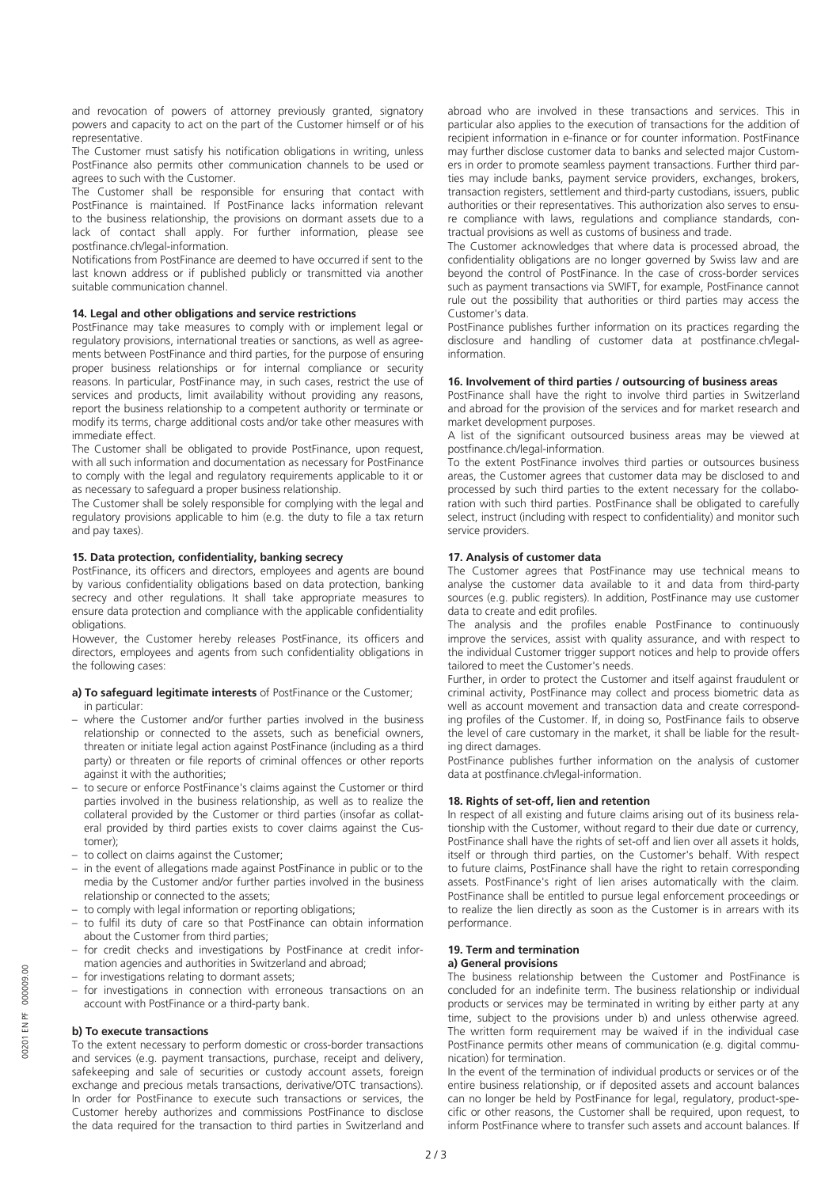and revocation of powers of attorney previously granted, signatory powers and capacity to act on the part of the Customer himself or of his representative.

The Customer must satisfy his notification obligations in writing, unless PostFinance also permits other communication channels to be used or agrees to such with the Customer.

The Customer shall be responsible for ensuring that contact with PostFinance is maintained. If PostFinance lacks information relevant to the business relationship, the provisions on dormant assets due to a lack of contact shall apply. For further information, please see postfinance.ch/legal-information.

Notifications from PostFinance are deemed to have occurred if sent to the last known address or if published publicly or transmitted via another suitable communication channel.

### 14. Legal and other obligations and service restrictions

PostFinance may take measures to comply with or implement legal or regulatory provisions, international treaties or sanctions, as well as agreements between PostFinance and third parties, for the purpose of ensuring proper business relationships or for internal compliance or security reasons. In particular, PostFinance may, in such cases, restrict the use of services and products, limit availability without providing any reasons, report the business relationship to a competent authority or terminate or modify its terms, charge additional costs and/or take other measures with immediate effect.

The Customer shall be obligated to provide PostFinance, upon request, with all such information and documentation as necessary for PostFinance to comply with the legal and regulatory requirements applicable to it or as necessary to safeguard a proper business relationship.

The Customer shall be solely responsible for complying with the legal and regulatory provisions applicable to him (e.g. the duty to file a tax return and pay taxes).

### 15. Data protection, confidentiality, banking secrecy

PostFinance, its officers and directors, employees and agents are bound by various confidentiality obligations based on data protection, banking secrecy and other regulations. It shall take appropriate measures to ensure data protection and compliance with the applicable confidentiality obligations.

However, the Customer hereby releases PostFinance, its officers and directors, employees and agents from such confidentiality obligations in the following cases:

**a) To safeguard legitimate interests** of PostFinance or the Customer; in particular:

- where the Customer and/or further parties involved in the business relationship or connected to the assets, such as beneficial owners, threaten or initiate legal action against PostFinance (including as a third party) or threaten or file reports of criminal offences or other reports against it with the authorities;
- to secure or enforce PostFinance's claims against the Customer or third parties involved in the business relationship, as well as to realize the collateral provided by the Customer or third parties (insofar as collateral provided by third parties exists to cover claims against the Customer);
- to collect on claims against the Customer;
- in the event of allegations made against PostFinance in public or to the media by the Customer and/or further parties involved in the business relationship or connected to the assets;
- to comply with legal information or reporting obligations;
- to fulfil its duty of care so that PostFinance can obtain information about the Customer from third parties;
- for credit checks and investigations by PostFinance at credit information agencies and authorities in Switzerland and abroad;
- for investigations relating to dormant assets;
- for investigations in connection with erroneous transactions on an account with PostFinance or a third-party bank.

**b) To execute transactions**

To the extent necessary to perform domestic or cross-border transactions and services (e.g. payment transactions, purchase, receipt and delivery, safekeeping and sale of securities or custody account assets, foreign exchange and precious metals transactions, derivative/OTC transactions). In order for PostFinance to execute such transactions or services, the Customer hereby authorizes and commissions PostFinance to disclose the data required for the transaction to third parties in Switzerland and abroad who are involved in these transactions and services. This in particular also applies to the execution of transactions for the addition of recipient information in e-finance or for counter information. PostFinance may further disclose customer data to banks and selected major Customers in order to promote seamless payment transactions. Further third parties may include banks, payment service providers, exchanges, brokers, transaction registers, settlement and third-party custodians, issuers, public authorities or their representatives. This authorization also serves to ensure compliance with laws, regulations and compliance standards, contractual provisions as well as customs of business and trade.

The Customer acknowledges that where data is processed abroad, the confidentiality obligations are no longer governed by Swiss law and are beyond the control of PostFinance. In the case of cross-border services such as payment transactions via SWIFT, for example, PostFinance cannot rule out the possibility that authorities or third parties may access the Customer's data.

PostFinance publishes further information on its practices regarding the disclosure and handling of customer data at postfinance.ch/legal-information.

### 16. Involvement of third parties / outsourcing of business areas

PostFinance shall have the right to involve third parties in Switzerland and abroad for the provision of the services and for market research and market development purposes.

A list of the significant outsourced business areas may be viewed at postfinance.ch/legal-information.

To the extent PostFinance involves third parties or outsources business areas, the Customer agrees that customer data may be disclosed to and processed by such third parties to the extent necessary for the collaboration with such third parties. PostFinance shall be obligated to carefully select, instruct (including with respect to confidentiality) and monitor such service providers.

### 17. Analysis of customer data

The Customer agrees that PostFinance may use technical means to analyse the customer data available to it and data from third-party sources (e.g. public registers). In addition, PostFinance may use customer data to create and edit profiles.

The analysis and the profiles enable PostFinance to continuously improve the services, assist with quality assurance, and with respect to the individual Customer trigger support notices and help to provide offers tailored to meet the Customer's needs.

Further, in order to protect the Customer and itself against fraudulent or criminal activity, PostFinance may collect and process biometric data as well as account movement and transaction data and create corresponding profiles of the Customer. If, in doing so, PostFinance fails to observe the level of care customary in the market, it shall be liable for the resulting direct damages.

PostFinance publishes further information on the analysis of customer data at postfinance.ch/legal-information.

### 18. Rights of set-off, lien and retention

In respect of all existing and future claims arising out of its business relationship with the Customer, without regard to their due date or currency, PostFinance shall have the rights of set-off and lien over all assets it holds, itself or through third parties, on the Customer's behalf. With respect to future claims, PostFinance shall have the right to retain corresponding assets. PostFinance's right of lien arises automatically with the claim. PostFinance shall be entitled to pursue legal enforcement proceedings or to realize the lien directly as soon as the Customer is in arrears with its performance.

### 19. Term and termination

**a) General provisions**

The business relationship between the Customer and PostFinance is concluded for an indefinite term. The business relationship or individual products or services may be terminated in writing by either party at any time, subject to the provisions under b) and unless otherwise agreed. The written form requirement may be waived if in the individual case PostFinance permits other means of communication (e.g. digital communication) for termination.

In the event of the termination of individual products or services or of the entire business relationship, or if deposited assets and account balances can no longer be held by PostFinance for legal, regulatory, product-specific or other reasons, the Customer shall be required, upon request, to inform PostFinance where to transfer such assets and account balances. If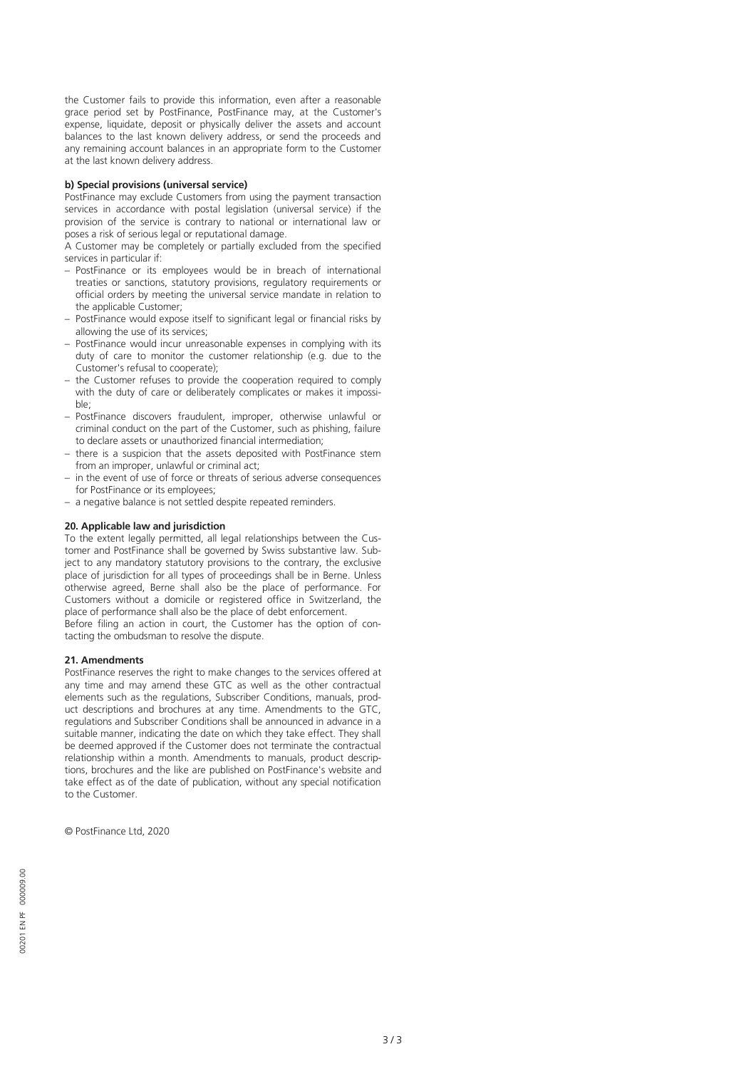the Customer fails to provide this information, even after a reasonable grace period set by PostFinance, PostFinance may, at the Customer's expense, liquidate, deposit or physically deliver the assets and account balances to the last known delivery address, or send the proceeds and any remaining account balances in an appropriate form to the Customer at the last known delivery address.

**b) Special provisions (universal service)**

PostFinance may exclude Customers from using the payment transaction services in accordance with postal legislation (universal service) if the provision of the service is contrary to national or international law or poses a risk of serious legal or reputational damage.

A Customer may be completely or partially excluded from the specified services in particular if:

- PostFinance or its employees would be in breach of international treaties or sanctions, statutory provisions, regulatory requirements or official orders by meeting the universal service mandate in relation to the applicable Customer;
- PostFinance would expose itself to significant legal or financial risks by allowing the use of its services;
- PostFinance would incur unreasonable expenses in complying with its duty of care to monitor the customer relationship (e.g. due to the Customer's refusal to cooperate);
- the Customer refuses to provide the cooperation required to comply with the duty of care or deliberately complicates or makes it impossible;
- PostFinance discovers fraudulent, improper, otherwise unlawful or criminal conduct on the part of the Customer, such as phishing, failure to declare assets or unauthorized financial intermediation;
- there is a suspicion that the assets deposited with PostFinance stem from an improper, unlawful or criminal act;
- in the event of use of force or threats of serious adverse consequences for PostFinance or its employees;
- a negative balance is not settled despite repeated reminders.

**20. Applicable law and jurisdiction**

To the extent legally permitted, all legal relationships between the Customer and PostFinance shall be governed by Swiss substantive law. Subject to any mandatory statutory provisions to the contrary, the exclusive place of jurisdiction for all types of proceedings shall be in Berne. Unless otherwise agreed, Berne shall also be the place of performance. For Customers without a domicile or registered office in Switzerland, the place of performance shall also be the place of debt enforcement.

Before filing an action in court, the Customer has the option of contacting the ombudsman to resolve the dispute.

**21. Amendments**

PostFinance reserves the right to make changes to the services offered at any time and may amend these GTC as well as the other contractual elements such as the regulations, Subscriber Conditions, manuals, product descriptions and brochures at any time. Amendments to the GTC, regulations and Subscriber Conditions shall be announced in advance in a suitable manner, indicating the date on which they take effect. They shall be deemed approved if the Customer does not terminate the contractual relationship within a month. Amendments to manuals, product descriptions, brochures and the like are published on PostFinance's website and take effect as of the date of publication, without any special notification to the Customer.

© PostFinance Ltd, 2020

00201 EN PF 000009.00